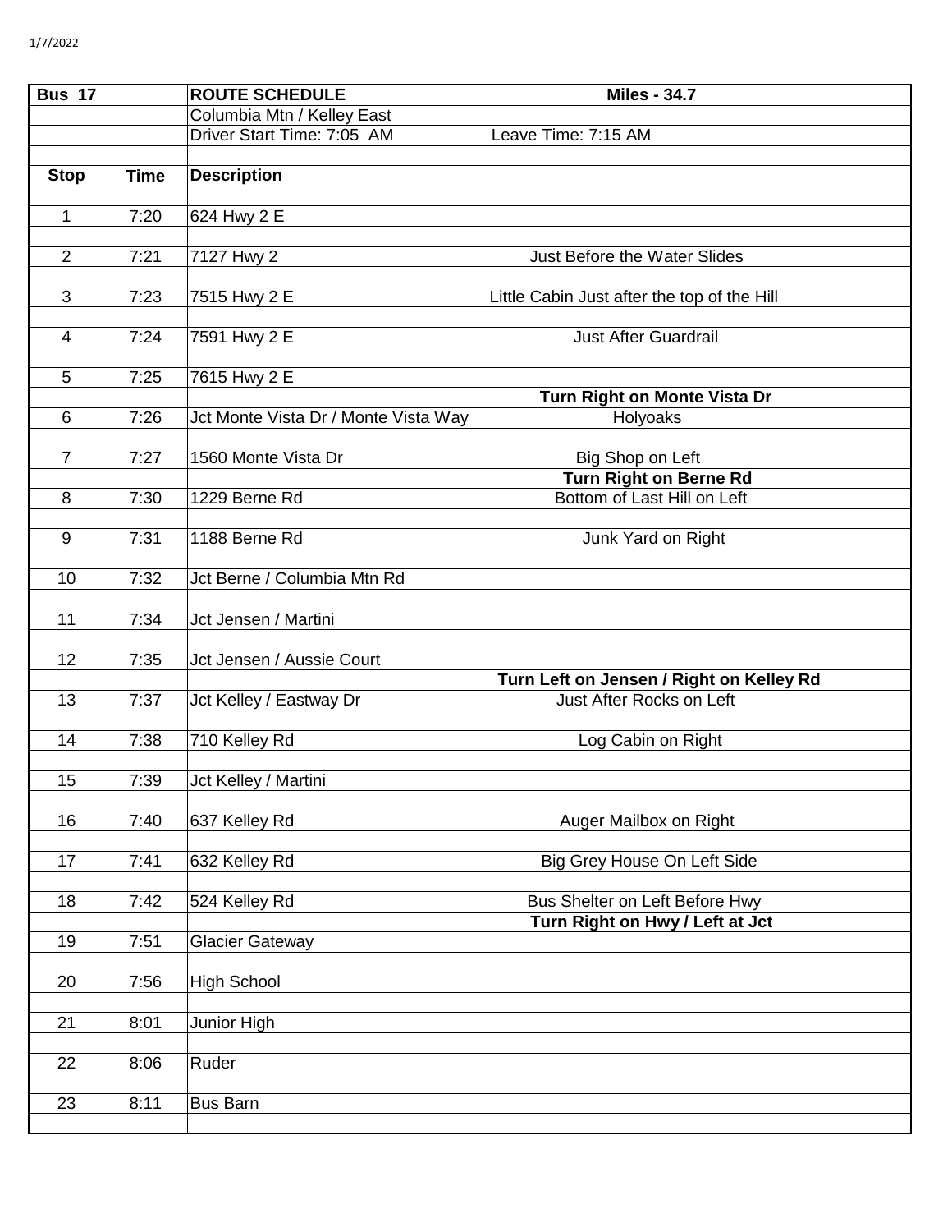| Bus 17 | | ROUTE SCHEDULE | Miles - 34.7 |
|---|---|---|---|
| | | Columbia Mtn / Kelley East | |
| | | Driver Start Time: 7:05 AM | Leave Time: 7:15 AM |
| | | | |
| **Stop** | **Time** | **Description** | |
| | | | |
| 1 | 7:20 | 624 Hwy 2 E | |
| | | | |
| 2 | 7:21 | 7127 Hwy 2 | Just Before the Water Slides |
| | | | |
| 3 | 7:23 | 7515 Hwy 2 E | Little Cabin Just after the top of the Hill |
| | | | |
| 4 | 7:24 | 7591 Hwy 2 E | Just After Guardrail |
| | | | |
| 5 | 7:25 | 7615 Hwy 2 E | |
| | | | **Turn Right on Monte Vista Dr** |
| 6 | 7:26 | Jct Monte Vista Dr / Monte Vista Way | Holyoaks |
| | | | |
| 7 | 7:27 | 1560 Monte Vista Dr | Big Shop on Left |
| | | | **Turn Right on Berne Rd** |
| 8 | 7:30 | 1229 Berne Rd | Bottom of Last Hill on Left |
| | | | |
| 9 | 7:31 | 1188 Berne Rd | Junk Yard on Right |
| | | | |
| 10 | 7:32 | Jct Berne / Columbia Mtn Rd | |
| | | | |
| 11 | 7:34 | Jct Jensen / Martini | |
| | | | |
| 12 | 7:35 | Jct Jensen / Aussie Court | |
| | | | **Turn Left on Jensen / Right on Kelley Rd** |
| 13 | 7:37 | Jct Kelley / Eastway Dr | Just After Rocks on Left |
| | | | |
| 14 | 7:38 | 710 Kelley Rd | Log Cabin on Right |
| | | | |
| 15 | 7:39 | Jct Kelley / Martini | |
| | | | |
| 16 | 7:40 | 637 Kelley Rd | Auger Mailbox on Right |
| | | | |
| 17 | 7:41 | 632 Kelley Rd | Big Grey House On Left Side |
| | | | |
| 18 | 7:42 | 524 Kelley Rd | Bus Shelter on Left Before Hwy |
| | | | **Turn Right on Hwy / Left at Jct** |
| 19 | 7:51 | Glacier Gateway | |
| | | | |
| 20 | 7:56 | High School | |
| | | | |
| 21 | 8:01 | Junior High | |
| | | | |
| 22 | 8:06 | Ruder | |
| | | | |
| 23 | 8:11 | Bus Barn | |
| | | | |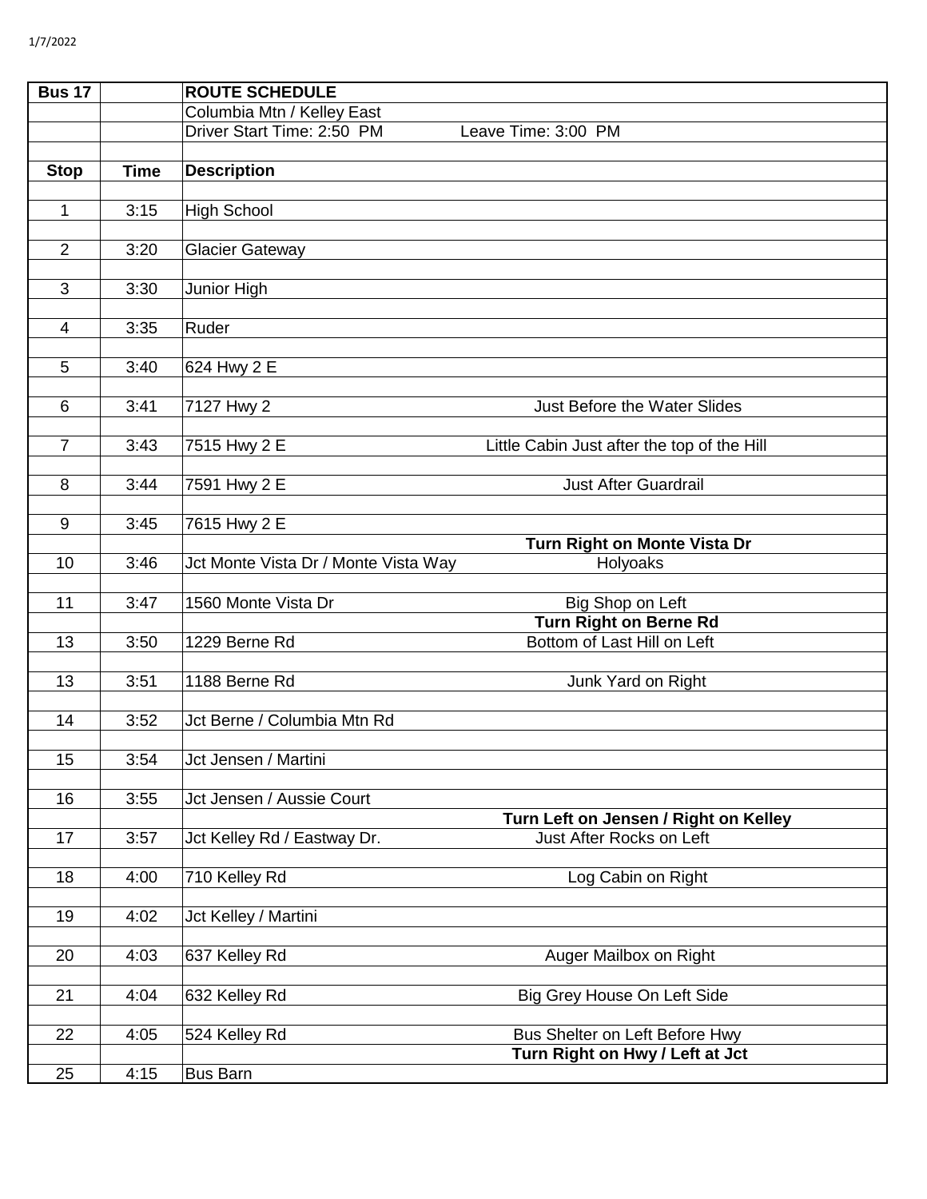| Bus 17 | | ROUTE SCHEDULE | |
|---|---|---|---|
| | | Columbia Mtn / Kelley East | |
| | | Driver Start Time: 2:50 PM | Leave Time: 3:00 PM |
| | | | |
| **Stop** | **Time** | **Description** | |
| | | | |
| 1 | 3:15 | High School | |
| | | | |
| 2 | 3:20 | Glacier Gateway | |
| | | | |
| 3 | 3:30 | Junior High | |
| | | | |
| 4 | 3:35 | Ruder | |
| | | | |
| 5 | 3:40 | 624 Hwy 2 E | |
| | | | |
| 6 | 3:41 | 7127 Hwy 2 | Just Before the Water Slides |
| | | | |
| 7 | 3:43 | 7515 Hwy 2 E | Little Cabin Just after the top of the Hill |
| | | | |
| 8 | 3:44 | 7591 Hwy 2 E | Just After Guardrail |
| | | | |
| 9 | 3:45 | 7615 Hwy 2 E | |
| | | | **Turn Right on Monte Vista Dr** |
| 10 | 3:46 | Jct Monte Vista Dr / Monte Vista Way | Holyoaks |
| | | | |
| 11 | 3:47 | 1560 Monte Vista Dr | Big Shop on Left |
| | | | **Turn Right on Berne Rd** |
| 13 | 3:50 | 1229 Berne Rd | Bottom of Last Hill on Left |
| | | | |
| 13 | 3:51 | 1188 Berne Rd | Junk Yard on Right |
| | | | |
| 14 | 3:52 | Jct Berne / Columbia Mtn Rd | |
| | | | |
| 15 | 3:54 | Jct Jensen / Martini | |
| | | | |
| 16 | 3:55 | Jct Jensen / Aussie Court | |
| | | | **Turn Left on Jensen / Right on Kelley** |
| 17 | 3:57 | Jct Kelley Rd / Eastway Dr. | Just After Rocks on Left |
| | | | |
| 18 | 4:00 | 710 Kelley Rd | Log Cabin on Right |
| | | | |
| 19 | 4:02 | Jct Kelley / Martini | |
| | | | |
| 20 | 4:03 | 637 Kelley Rd | Auger Mailbox on Right |
| | | | |
| 21 | 4:04 | 632 Kelley Rd | Big Grey House On Left Side |
| | | | |
| 22 | 4:05 | 524 Kelley Rd | Bus Shelter on Left Before Hwy |
| | | | **Turn Right on Hwy / Left at Jct** |
| 25 | 4:15 | Bus Barn | |